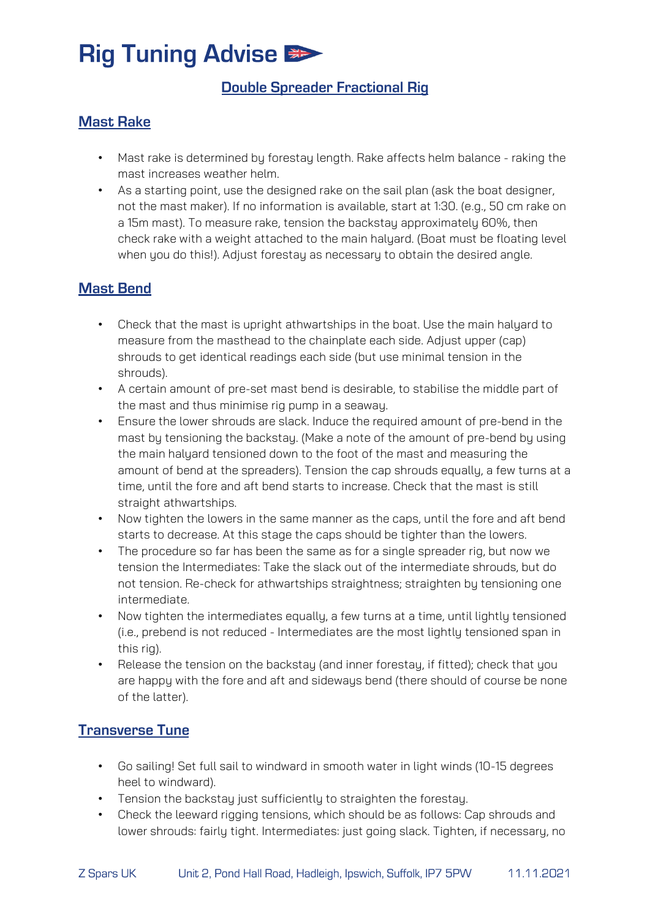# Rig Tuning Advise

## Double Spreader Fractional Rig

### Mast Rake

- Mast rake is determined by forestay length. Rake affects helm balance - raking the mast increases weather helm.
- As a starting point, use the designed rake on the sail plan (ask the boat designer, not the mast maker). If no information is available, start at 1:30. (e.g., 50 cm rake on a 15m mast). To measure rake, tension the backstay approximately 60%, then check rake with a weight attached to the main halyard. (Boat must be floating level when you do this!). Adjust forestay as necessary to obtain the desired angle.

### Mast Bend

- Check that the mast is upright athwartships in the boat. Use the main halyard to measure from the masthead to the chainplate each side. Adjust upper (cap) shrouds to get identical readings each side (but use minimal tension in the shrouds).
- A certain amount of pre-set mast bend is desirable, to stabilise the middle part of the mast and thus minimise rig pump in a seaway.
- Ensure the lower shrouds are slack. Induce the required amount of pre-bend in the mast by tensioning the backstay. (Make a note of the amount of pre-bend by using the main halyard tensioned down to the foot of the mast and measuring the amount of bend at the spreaders). Tension the cap shrouds equally, a few turns at a time, until the fore and aft bend starts to increase. Check that the mast is still straight athwartships.
- Now tighten the lowers in the same manner as the caps, until the fore and aft bend starts to decrease. At this stage the caps should be tighter than the lowers.
- The procedure so far has been the same as for a single spreader rig, but now we tension the Intermediates: Take the slack out of the intermediate shrouds, but do not tension. Re-check for athwartships straightness; straighten by tensioning one intermediate.
- Now tighten the intermediates equally, a few turns at a time, until lightly tensioned (i.e., prebend is not reduced - Intermediates are the most lightly tensioned span in this rig).
- Release the tension on the backstay (and inner forestay, if fitted); check that you are happy with the fore and aft and sideways bend (there should of course be none of the latter).

### Transverse Tune

- Go sailing! Set full sail to windward in smooth water in light winds (10-15 degrees heel to windward).
- Tension the backstay just sufficiently to straighten the forestay.
- Check the leeward rigging tensions, which should be as follows: Cap shrouds and lower shrouds: fairly tight. Intermediates: just going slack. Tighten, if necessary, no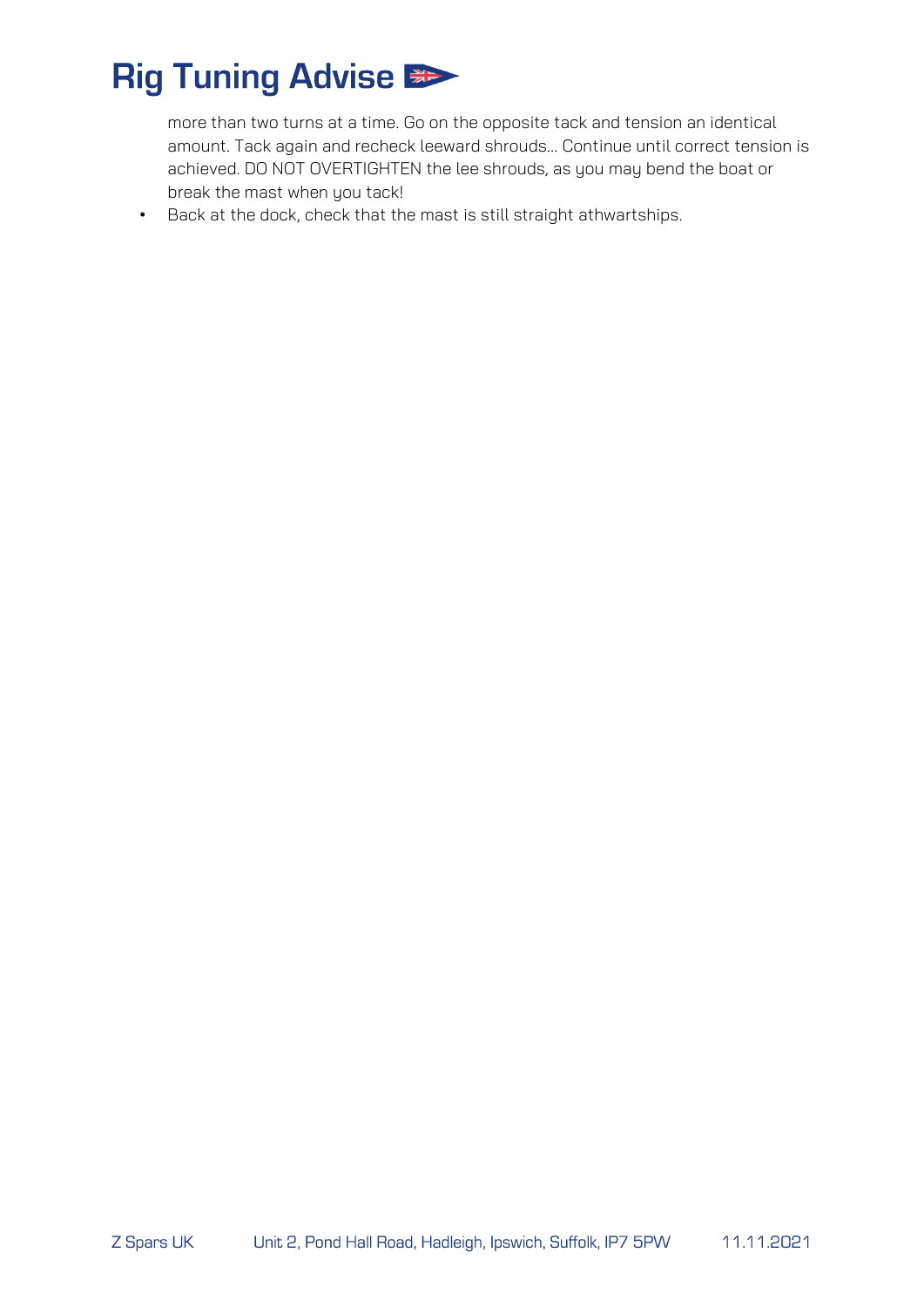more than two turns at a time. Go on the opposite tack and tension an identical amount. Tack again and recheck leeward shrouds… Continue until correct tension is achieved. DO NOT OVERTIGHTEN the lee shrouds, as you may bend the boat or break the mast when you tack!

- Back at the dock, check that the mast is still straight athwartships.